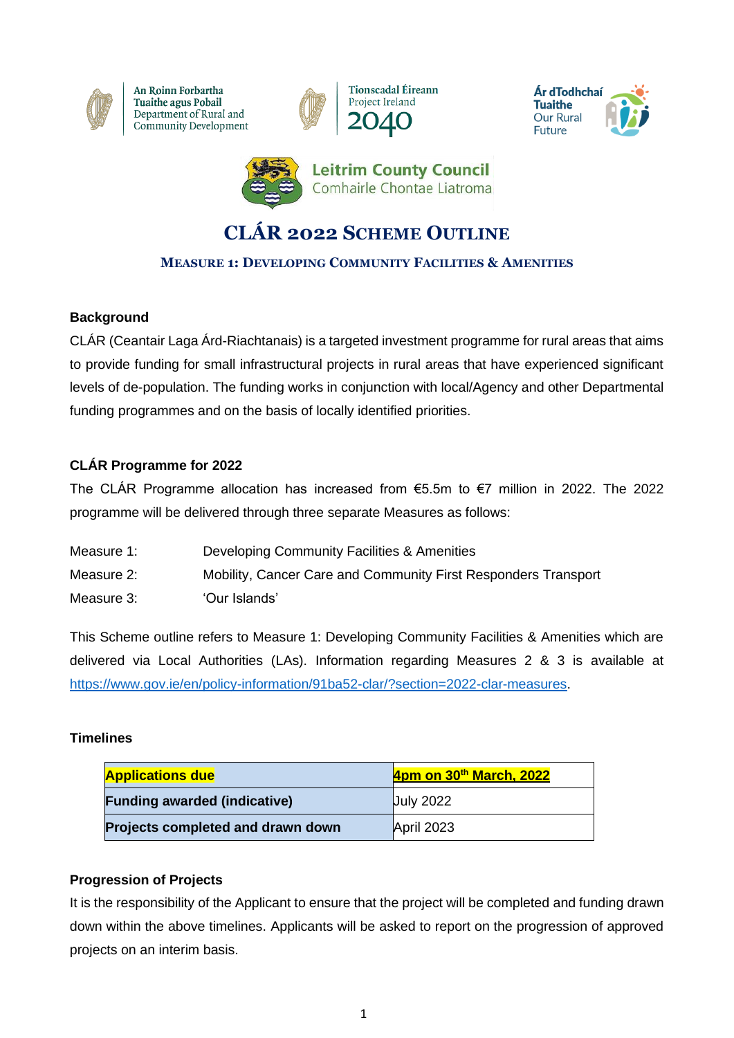An Roinn Forbartha Tuaithe agus Pobail
Department of Rural and Community Development

Tionscadal Éireann
Project Ireland 2040

Ár dTodhchaí Tuaithe
Our Rural Future

Leitrim County Council
Comhairle Chontae Liatroma

# CLÁR 2022 Scheme Outline

## Measure 1: Developing Community Facilities & Amenities

### Background

CLÁR (Ceantair Laga Árd-Riachtanais) is a targeted investment programme for rural areas that aims to provide funding for small infrastructural projects in rural areas that have experienced significant levels of de-population. The funding works in conjunction with local/Agency and other Departmental funding programmes and on the basis of locally identified priorities.

### CLÁR Programme for 2022

The CLÁR Programme allocation has increased from €5.5m to €7 million in 2022. The 2022 programme will be delivered through three separate Measures as follows:

| | |
|---|---|
| Measure 1: | Developing Community Facilities & Amenities |
| Measure 2: | Mobility, Cancer Care and Community First Responders Transport |
| Measure 3: | 'Our Islands' |

This Scheme outline refers to Measure 1: Developing Community Facilities & Amenities which are delivered via Local Authorities (LAs). Information regarding Measures 2 & 3 is available at https://www.gov.ie/en/policy-information/91ba52-clar/?section=2022-clar-measures.

### Timelines

| | |
|---|---|
| **Applications due** | **4pm on 30th March, 2022** |
| **Funding awarded (indicative)** | July 2022 |
| **Projects completed and drawn down** | April 2023 |

### Progression of Projects

It is the responsibility of the Applicant to ensure that the project will be completed and funding drawn down within the above timelines. Applicants will be asked to report on the progression of approved projects on an interim basis.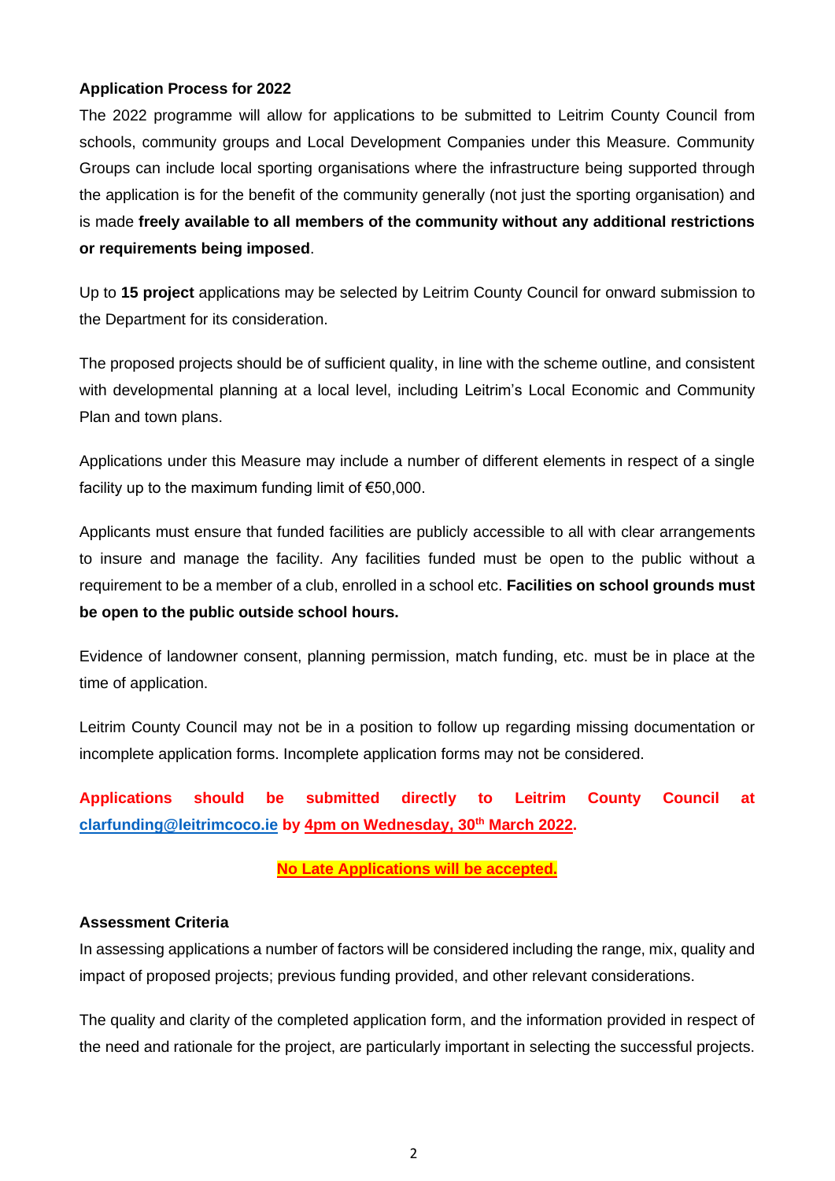**Application Process for 2022**

The 2022 programme will allow for applications to be submitted to Leitrim County Council from schools, community groups and Local Development Companies under this Measure. Community Groups can include local sporting organisations where the infrastructure being supported through the application is for the benefit of the community generally (not just the sporting organisation) and is made **freely available to all members of the community without any additional restrictions or requirements being imposed**.

Up to **15 project** applications may be selected by Leitrim County Council for onward submission to the Department for its consideration.

The proposed projects should be of sufficient quality, in line with the scheme outline, and consistent with developmental planning at a local level, including Leitrim's Local Economic and Community Plan and town plans.

Applications under this Measure may include a number of different elements in respect of a single facility up to the maximum funding limit of €50,000.

Applicants must ensure that funded facilities are publicly accessible to all with clear arrangements to insure and manage the facility. Any facilities funded must be open to the public without a requirement to be a member of a club, enrolled in a school etc. **Facilities on school grounds must be open to the public outside school hours.**

Evidence of landowner consent, planning permission, match funding, etc. must be in place at the time of application.

Leitrim County Council may not be in a position to follow up regarding missing documentation or incomplete application forms. Incomplete application forms may not be considered.

**Applications should be submitted directly to Leitrim County Council at clarfunding@leitrimcoco.ie by 4pm on Wednesday, 30th March 2022.**

**No Late Applications will be accepted.**

**Assessment Criteria**

In assessing applications a number of factors will be considered including the range, mix, quality and impact of proposed projects; previous funding provided, and other relevant considerations.

The quality and clarity of the completed application form, and the information provided in respect of the need and rationale for the project, are particularly important in selecting the successful projects.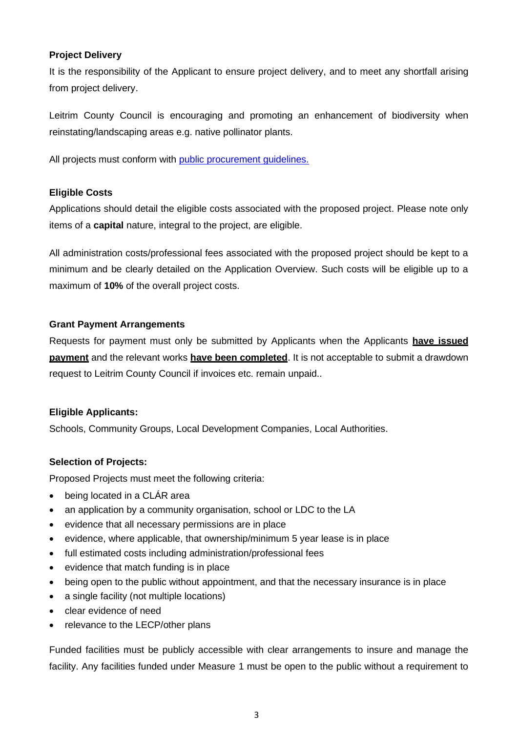**Project Delivery**

It is the responsibility of the Applicant to ensure project delivery, and to meet any shortfall arising from project delivery.

Leitrim County Council is encouraging and promoting an enhancement of biodiversity when reinstating/landscaping areas e.g. native pollinator plants.

All projects must conform with [public procurement guidelines.]()

**Eligible Costs**

Applications should detail the eligible costs associated with the proposed project. Please note only items of a **capital** nature, integral to the project, are eligible.

All administration costs/professional fees associated with the proposed project should be kept to a minimum and be clearly detailed on the Application Overview. Such costs will be eligible up to a maximum of **10%** of the overall project costs.

**Grant Payment Arrangements**

Requests for payment must only be submitted by Applicants when the Applicants **have issued payment** and the relevant works **have been completed**. It is not acceptable to submit a drawdown request to Leitrim County Council if invoices etc. remain unpaid..

**Eligible Applicants:**

Schools, Community Groups, Local Development Companies, Local Authorities.

**Selection of Projects:**

Proposed Projects must meet the following criteria:

- being located in a CLÁR area
- an application by a community organisation, school or LDC to the LA
- evidence that all necessary permissions are in place
- evidence, where applicable, that ownership/minimum 5 year lease is in place
- full estimated costs including administration/professional fees
- evidence that match funding is in place
- being open to the public without appointment, and that the necessary insurance is in place
- a single facility (not multiple locations)
- clear evidence of need
- relevance to the LECP/other plans

Funded facilities must be publicly accessible with clear arrangements to insure and manage the facility. Any facilities funded under Measure 1 must be open to the public without a requirement to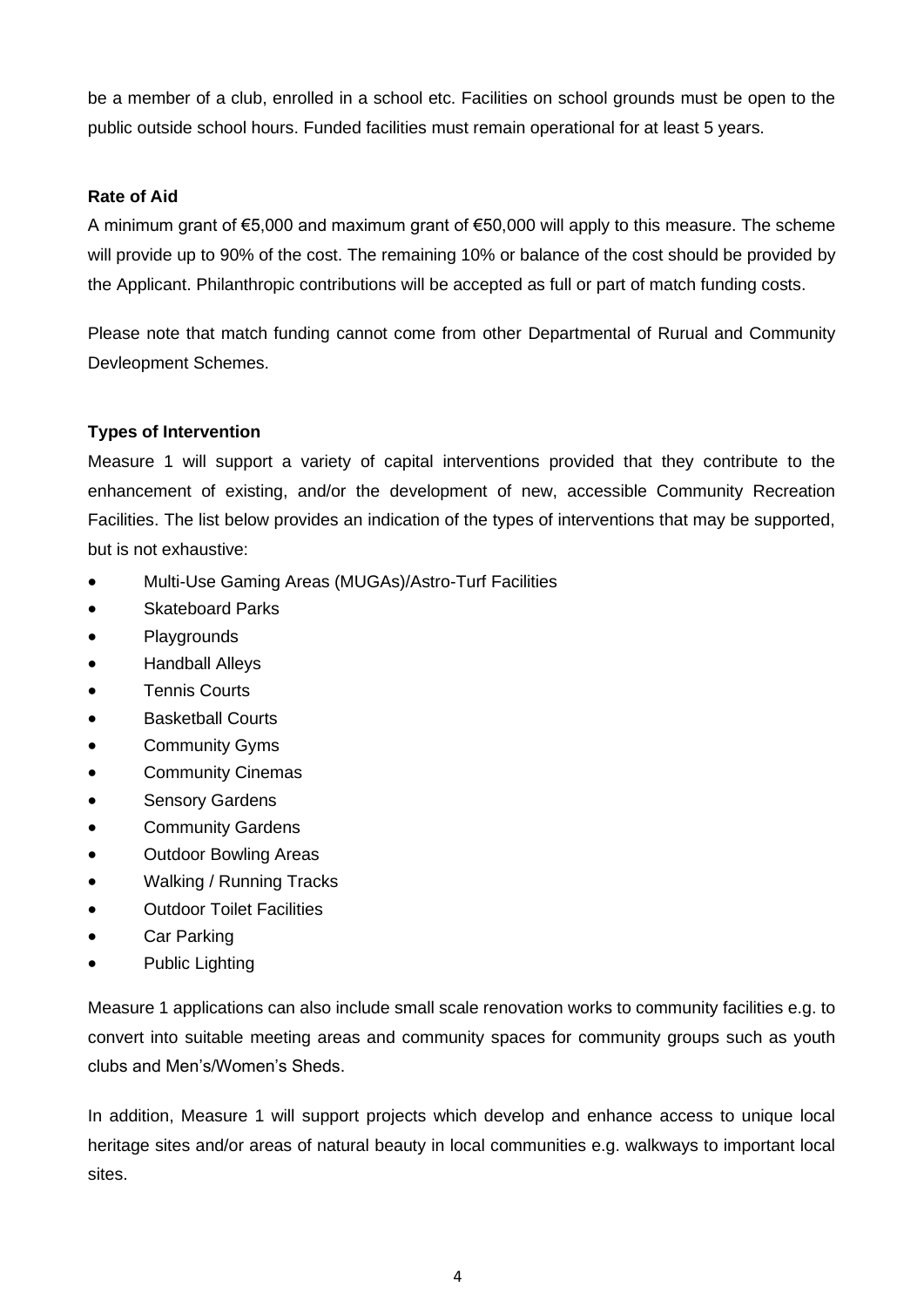be a member of a club, enrolled in a school etc. Facilities on school grounds must be open to the public outside school hours. Funded facilities must remain operational for at least 5 years.

**Rate of Aid**

A minimum grant of €5,000 and maximum grant of €50,000 will apply to this measure. The scheme will provide up to 90% of the cost. The remaining 10% or balance of the cost should be provided by the Applicant. Philanthropic contributions will be accepted as full or part of match funding costs.

Please note that match funding cannot come from other Departmental of Rurual and Community Devleopment Schemes.

**Types of Intervention**

Measure 1 will support a variety of capital interventions provided that they contribute to the enhancement of existing, and/or the development of new, accessible Community Recreation Facilities. The list below provides an indication of the types of interventions that may be supported, but is not exhaustive:

- Multi-Use Gaming Areas (MUGAs)/Astro-Turf Facilities
- Skateboard Parks
- Playgrounds
- Handball Alleys
- Tennis Courts
- Basketball Courts
- Community Gyms
- Community Cinemas
- Sensory Gardens
- Community Gardens
- Outdoor Bowling Areas
- Walking / Running Tracks
- Outdoor Toilet Facilities
- Car Parking
- Public Lighting

Measure 1 applications can also include small scale renovation works to community facilities e.g. to convert into suitable meeting areas and community spaces for community groups such as youth clubs and Men's/Women's Sheds.

In addition, Measure 1 will support projects which develop and enhance access to unique local heritage sites and/or areas of natural beauty in local communities e.g. walkways to important local sites.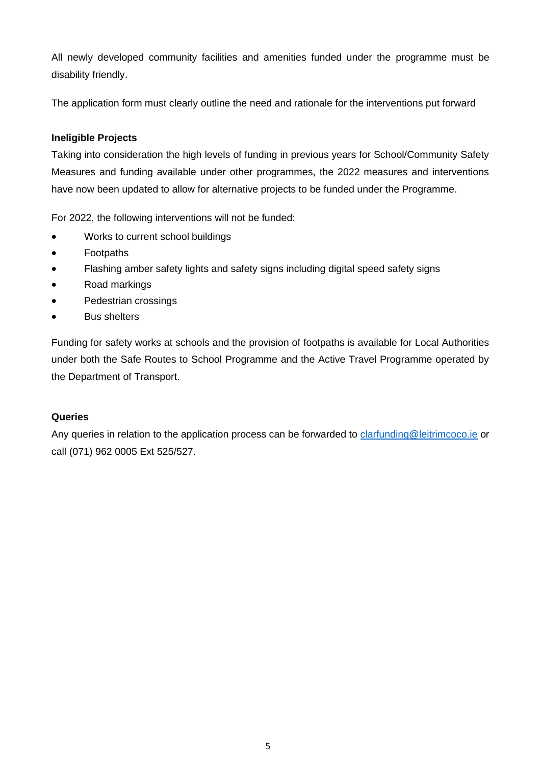All newly developed community facilities and amenities funded under the programme must be disability friendly.

The application form must clearly outline the need and rationale for the interventions put forward

**Ineligible Projects**

Taking into consideration the high levels of funding in previous years for School/Community Safety Measures and funding available under other programmes, the 2022 measures and interventions have now been updated to allow for alternative projects to be funded under the Programme.

For 2022, the following interventions will not be funded:

- Works to current school buildings
- Footpaths
- Flashing amber safety lights and safety signs including digital speed safety signs
- Road markings
- Pedestrian crossings
- Bus shelters

Funding for safety works at schools and the provision of footpaths is available for Local Authorities under both the Safe Routes to School Programme and the Active Travel Programme operated by the Department of Transport.

**Queries**

Any queries in relation to the application process can be forwarded to clarfunding@leitrimcoco.ie or call (071) 962 0005 Ext 525/527.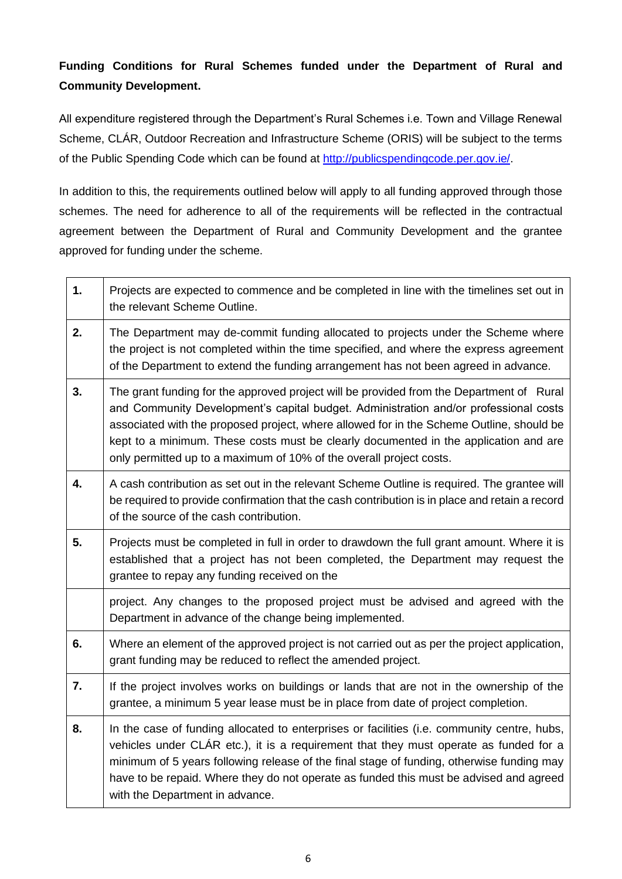**Funding Conditions for Rural Schemes funded under the Department of Rural and Community Development.**

All expenditure registered through the Department's Rural Schemes i.e. Town and Village Renewal Scheme, CLÁR, Outdoor Recreation and Infrastructure Scheme (ORIS) will be subject to the terms of the Public Spending Code which can be found at [http://publicspendingcode.per.gov.ie/](http://publicspendingcode.per.gov.ie/).

In addition to this, the requirements outlined below will apply to all funding approved through those schemes. The need for adherence to all of the requirements will be reflected in the contractual agreement between the Department of Rural and Community Development and the grantee approved for funding under the scheme.

| | |
|---|---|
| **1.** | Projects are expected to commence and be completed in line with the timelines set out in the relevant Scheme Outline. |
| **2.** | The Department may de-commit funding allocated to projects under the Scheme where the project is not completed within the time specified, and where the express agreement of the Department to extend the funding arrangement has not been agreed in advance. |
| **3.** | The grant funding for the approved project will be provided from the Department of Rural and Community Development's capital budget. Administration and/or professional costs associated with the proposed project, where allowed for in the Scheme Outline, should be kept to a minimum. These costs must be clearly documented in the application and are only permitted up to a maximum of 10% of the overall project costs. |
| **4.** | A cash contribution as set out in the relevant Scheme Outline is required. The grantee will be required to provide confirmation that the cash contribution is in place and retain a record of the source of the cash contribution. |
| **5.** | Projects must be completed in full in order to drawdown the full grant amount. Where it is established that a project has not been completed, the Department may request the grantee to repay any funding received on the project. Any changes to the proposed project must be advised and agreed with the Department in advance of the change being implemented. |
| **6.** | Where an element of the approved project is not carried out as per the project application, grant funding may be reduced to reflect the amended project. |
| **7.** | If the project involves works on buildings or lands that are not in the ownership of the grantee, a minimum 5 year lease must be in place from date of project completion. |
| **8.** | In the case of funding allocated to enterprises or facilities (i.e. community centre, hubs, vehicles under CLÁR etc.), it is a requirement that they must operate as funded for a minimum of 5 years following release of the final stage of funding, otherwise funding may have to be repaid. Where they do not operate as funded this must be advised and agreed with the Department in advance. |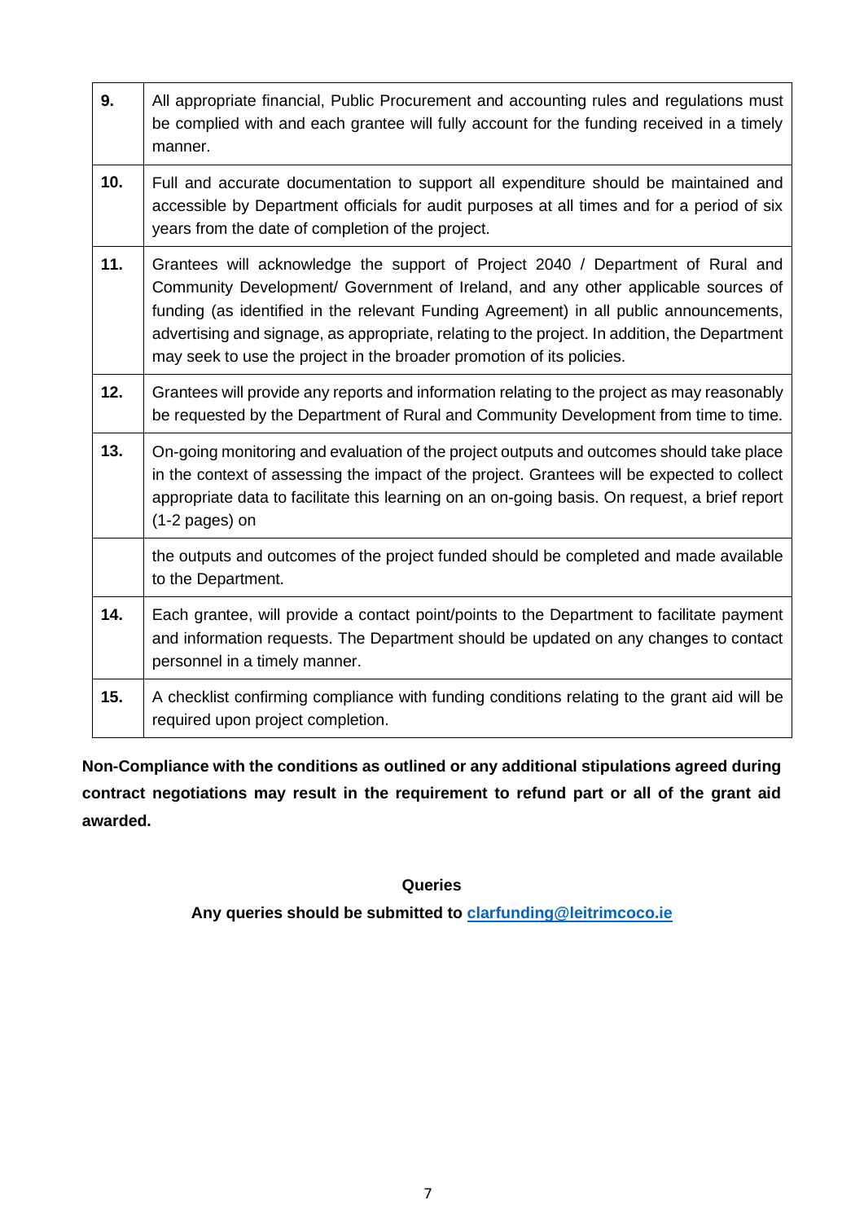| | |
|---|---|
| **9.** | All appropriate financial, Public Procurement and accounting rules and regulations must be complied with and each grantee will fully account for the funding received in a timely manner. |
| **10.** | Full and accurate documentation to support all expenditure should be maintained and accessible by Department officials for audit purposes at all times and for a period of six years from the date of completion of the project. |
| **11.** | Grantees will acknowledge the support of Project 2040 / Department of Rural and Community Development/ Government of Ireland, and any other applicable sources of funding (as identified in the relevant Funding Agreement) in all public announcements, advertising and signage, as appropriate, relating to the project. In addition, the Department may seek to use the project in the broader promotion of its policies. |
| **12.** | Grantees will provide any reports and information relating to the project as may reasonably be requested by the Department of Rural and Community Development from time to time. |
| **13.** | On-going monitoring and evaluation of the project outputs and outcomes should take place in the context of assessing the impact of the project. Grantees will be expected to collect appropriate data to facilitate this learning on an on-going basis. On request, a brief report (1-2 pages) on |
| | the outputs and outcomes of the project funded should be completed and made available to the Department. |
| **14.** | Each grantee, will provide a contact point/points to the Department to facilitate payment and information requests. The Department should be updated on any changes to contact personnel in a timely manner. |
| **15.** | A checklist confirming compliance with funding conditions relating to the grant aid will be required upon project completion. |

**Non-Compliance with the conditions as outlined or any additional stipulations agreed during contract negotiations may result in the requirement to refund part or all of the grant aid awarded.**

**Queries**

**Any queries should be submitted to [clarfunding@leitrimcoco.ie](mailto:clarfunding@leitrimcoco.ie)**